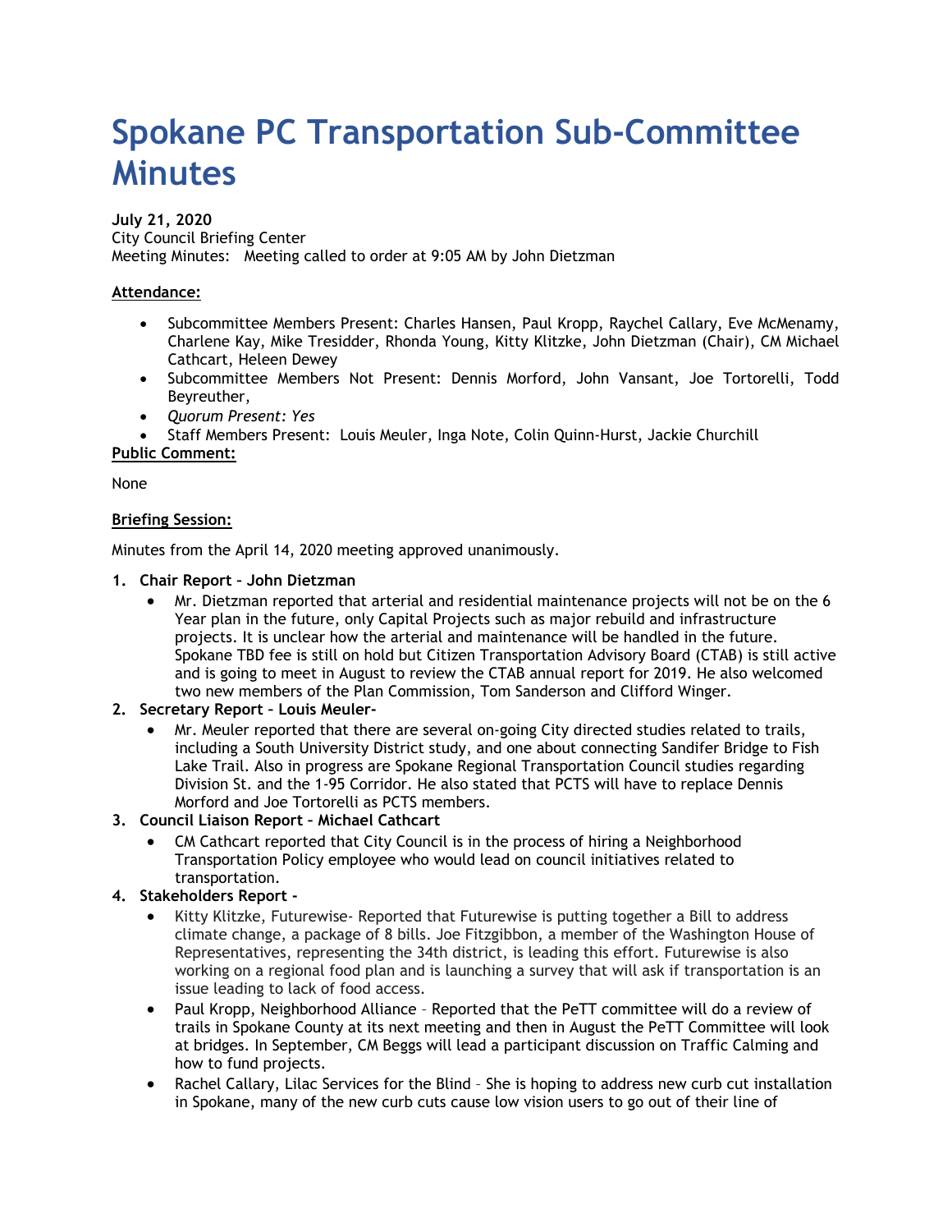# Spokane PC Transportation Sub-Committee Minutes

**July 21, 2020**
City Council Briefing Center
Meeting Minutes: Meeting called to order at 9:05 AM by John Dietzman

**Attendance:**

- Subcommittee Members Present: Charles Hansen, Paul Kropp, Raychel Callary, Eve McMenamy, Charlene Kay, Mike Tresidder, Rhonda Young, Kitty Klitzke, John Dietzman (Chair), CM Michael Cathcart, Heleen Dewey
- Subcommittee Members Not Present: Dennis Morford, John Vansant, Joe Tortorelli, Todd Beyreuther,
- *Quorum Present: Yes*
- Staff Members Present: Louis Meuler, Inga Note, Colin Quinn-Hurst, Jackie Churchill

**Public Comment:**

None

**Briefing Session:**

Minutes from the April 14, 2020 meeting approved unanimously.

1. **Chair Report – John Dietzman**
   - Mr. Dietzman reported that arterial and residential maintenance projects will not be on the 6 Year plan in the future, only Capital Projects such as major rebuild and infrastructure projects. It is unclear how the arterial and maintenance will be handled in the future. Spokane TBD fee is still on hold but Citizen Transportation Advisory Board (CTAB) is still active and is going to meet in August to review the CTAB annual report for 2019. He also welcomed two new members of the Plan Commission, Tom Sanderson and Clifford Winger.
2. **Secretary Report – Louis Meuler-**
   - Mr. Meuler reported that there are several on-going City directed studies related to trails, including a South University District study, and one about connecting Sandifer Bridge to Fish Lake Trail. Also in progress are Spokane Regional Transportation Council studies regarding Division St. and the 1-95 Corridor. He also stated that PCTS will have to replace Dennis Morford and Joe Tortorelli as PCTS members.
3. **Council Liaison Report – Michael Cathcart**
   - CM Cathcart reported that City Council is in the process of hiring a Neighborhood Transportation Policy employee who would lead on council initiatives related to transportation.
4. **Stakeholders Report -**
   - Kitty Klitzke, Futurewise- Reported that Futurewise is putting together a Bill to address climate change, a package of 8 bills. Joe Fitzgibbon, a member of the Washington House of Representatives, representing the 34th district, is leading this effort. Futurewise is also working on a regional food plan and is launching a survey that will ask if transportation is an issue leading to lack of food access.
   - Paul Kropp, Neighborhood Alliance – Reported that the PeTT committee will do a review of trails in Spokane County at its next meeting and then in August the PeTT Committee will look at bridges. In September, CM Beggs will lead a participant discussion on Traffic Calming and how to fund projects.
   - Rachel Callary, Lilac Services for the Blind – She is hoping to address new curb cut installation in Spokane, many of the new curb cuts cause low vision users to go out of their line of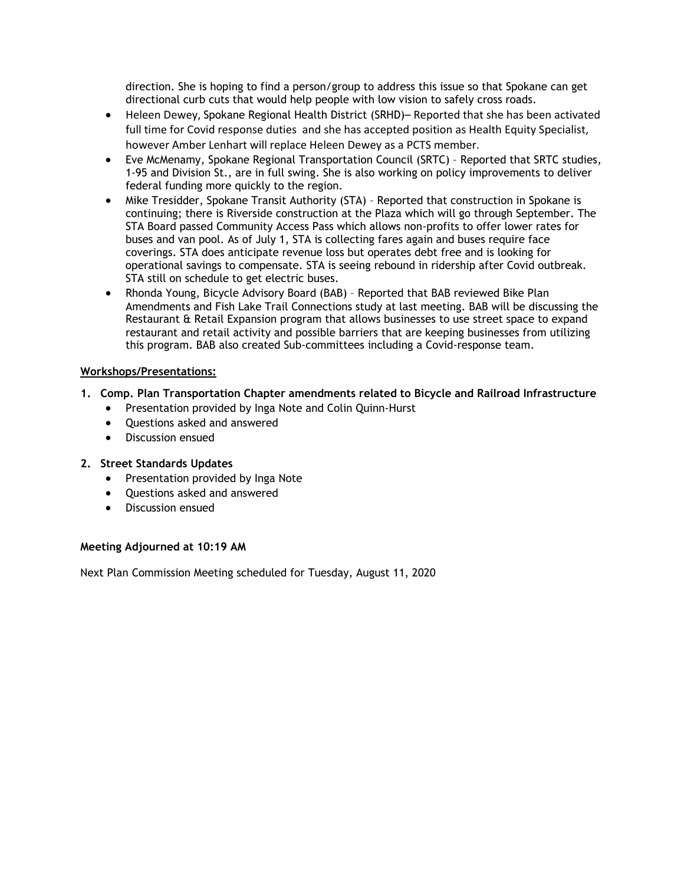direction. She is hoping to find a person/group to address this issue so that Spokane can get directional curb cuts that would help people with low vision to safely cross roads.

- Heleen Dewey, Spokane Regional Health District (SRHD)– Reported that she has been activated full time for Covid response duties and she has accepted position as Health Equity Specialist, however Amber Lenhart will replace Heleen Dewey as a PCTS member.
- Eve McMenamy, Spokane Regional Transportation Council (SRTC) – Reported that SRTC studies, 1-95 and Division St., are in full swing. She is also working on policy improvements to deliver federal funding more quickly to the region.
- Mike Tresidder, Spokane Transit Authority (STA) – Reported that construction in Spokane is continuing; there is Riverside construction at the Plaza which will go through September. The STA Board passed Community Access Pass which allows non-profits to offer lower rates for buses and van pool. As of July 1, STA is collecting fares again and buses require face coverings. STA does anticipate revenue loss but operates debt free and is looking for operational savings to compensate. STA is seeing rebound in ridership after Covid outbreak. STA still on schedule to get electric buses.
- Rhonda Young, Bicycle Advisory Board (BAB) – Reported that BAB reviewed Bike Plan Amendments and Fish Lake Trail Connections study at last meeting. BAB will be discussing the Restaurant & Retail Expansion program that allows businesses to use street space to expand restaurant and retail activity and possible barriers that are keeping businesses from utilizing this program. BAB also created Sub-committees including a Covid-response team.

**Workshops/Presentations:**

1. **Comp. Plan Transportation Chapter amendments related to Bicycle and Railroad Infrastructure**
   - Presentation provided by Inga Note and Colin Quinn-Hurst
   - Questions asked and answered
   - Discussion ensued

2. **Street Standards Updates**
   - Presentation provided by Inga Note
   - Questions asked and answered
   - Discussion ensued

**Meeting Adjourned at 10:19 AM**

Next Plan Commission Meeting scheduled for Tuesday, August 11, 2020